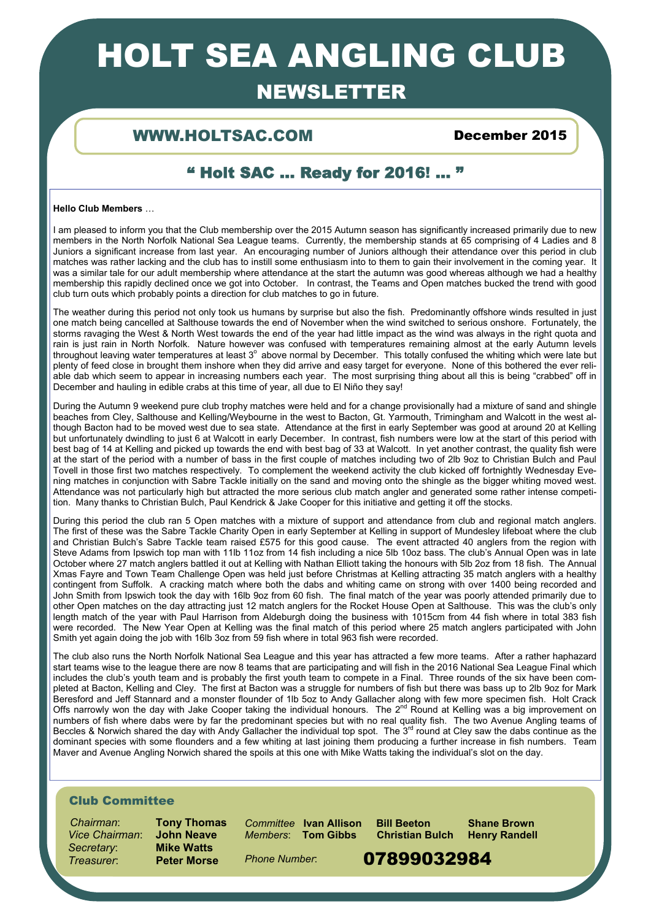# HOLT SEA ANGLING CLUB

## NEWSLETTER

**WWW.HOLTSAC.COM** — **December 2015**

## " Holt SAC … Ready for 2016! … "

**Hello Club Members** …

I am pleased to inform you that the Club membership over the 2015 Autumn season has significantly increased primarily due to new members in the North Norfolk National Sea League teams. Currently, the membership stands at 65 comprising of 4 Ladies and 8 Juniors a significant increase from last year. An encouraging number of Juniors although their attendance over this period in club matches was rather lacking and the club has to instill some enthusiasm into to them to gain their involvement in the coming year. It was a similar tale for our adult membership where attendance at the start the autumn was good whereas although we had a healthy membership this rapidly declined once we got into October. In contrast, the Teams and Open matches bucked the trend with good club turn outs which probably points a direction for club matches to go in future.

The weather during this period not only took us humans by surprise but also the fish. Predominantly offshore winds resulted in just one match being cancelled at Salthouse towards the end of November when the wind switched to serious onshore. Fortunately, the storms ravaging the West & North West towards the end of the year had little impact as the wind was always in the right quota and rain is just rain in North Norfolk. Nature however was confused with temperatures remaining almost at the early Autumn levels throughout leaving water temperatures at least 3° above normal by December. This totally confused the whiting which were late but plenty of feed close in brought them inshore when they did arrive and easy target for everyone. None of this bothered the ever reliable dab which seem to appear in increasing numbers each year. The most surprising thing about all this is being "crabbed" off in December and hauling in edible crabs at this time of year, all due to El Niño they say!

During the Autumn 9 weekend pure club trophy matches were held and for a change provisionally had a mixture of sand and shingle beaches from Cley, Salthouse and Kelling/Weybourne in the west to Bacton, Gt. Yarmouth, Trimingham and Walcott in the west although Bacton had to be moved west due to sea state. Attendance at the first in early September was good at around 20 at Kelling but unfortunately dwindling to just 6 at Walcott in early December. In contrast, fish numbers were low at the start of this period with best bag of 14 at Kelling and picked up towards the end with best bag of 33 at Walcott. In yet another contrast, the quality fish were at the start of the period with a number of bass in the first couple of matches including two of 2lb 9oz to Christian Bulch and Paul Tovell in those first two matches respectively. To complement the weekend activity the club kicked off fortnightly Wednesday Evening matches in conjunction with Sabre Tackle initially on the sand and moving onto the shingle as the bigger whiting moved west. Attendance was not particularly high but attracted the more serious club match angler and generated some rather intense competition. Many thanks to Christian Bulch, Paul Kendrick & Jake Cooper for this initiative and getting it off the stocks.

During this period the club ran 5 Open matches with a mixture of support and attendance from club and regional match anglers. The first of these was the Sabre Tackle Charity Open in early September at Kelling in support of Mundesley lifeboat where the club and Christian Bulch's Sabre Tackle team raised £575 for this good cause. The event attracted 40 anglers from the region with Steve Adams from Ipswich top man with 11lb 11oz from 14 fish including a nice 5lb 10oz bass. The club's Annual Open was in late October where 27 match anglers battled it out at Kelling with Nathan Elliott taking the honours with 5lb 2oz from 18 fish. The Annual Xmas Fayre and Town Team Challenge Open was held just before Christmas at Kelling attracting 35 match anglers with a healthy contingent from Suffolk. A cracking match where both the dabs and whiting came on strong with over 1400 being recorded and John Smith from Ipswich took the day with 16lb 9oz from 60 fish. The final match of the year was poorly attended primarily due to other Open matches on the day attracting just 12 match anglers for the Rocket House Open at Salthouse. This was the club's only length match of the year with Paul Harrison from Aldeburgh doing the business with 1015cm from 44 fish where in total 383 fish were recorded. The New Year Open at Kelling was the final match of this period where 25 match anglers participated with John Smith yet again doing the job with 16lb 3oz from 59 fish where in total 963 fish were recorded.

The club also runs the North Norfolk National Sea League and this year has attracted a few more teams. After a rather haphazard start teams wise to the league there are now 8 teams that are participating and will fish in the 2016 National Sea League Final which includes the club's youth team and is probably the first youth team to compete in a Final. Three rounds of the six have been completed at Bacton, Kelling and Cley. The first at Bacton was a struggle for numbers of fish but there was bass up to 2lb 9oz for Mark Beresford and Jeff Stannard and a monster flounder of 1lb 5oz to Andy Gallacher along with few more specimen fish. Holt Crack Offs narrowly won the day with Jake Cooper taking the individual honours. The 2nd Round at Kelling was a big improvement on numbers of fish where dabs were by far the predominant species but with no real quality fish. The two Avenue Angling teams of Beccles & Norwich shared the day with Andy Gallacher the individual top spot. The 3rd round at Cley saw the dabs continue as the dominant species with some flounders and a few whiting at last joining them producing a further increase in fish numbers. Team Maver and Avenue Angling Norwich shared the spoils at this one with Mike Watts taking the individual's slot on the day.

### Club Committee

*Chairman*: **Tony Thomas**
*Vice Chairman*: **John Neave**
*Secretary*: **Mike Watts**
*Treasurer*: **Peter Morse**

*Committee Members*: **Ivan Allison**, **Tom Gibbs**, **Bill Beeton**, **Christian Bulch**, **Shane Brown**, **Henry Randell**

*Phone Number*: **07899032984**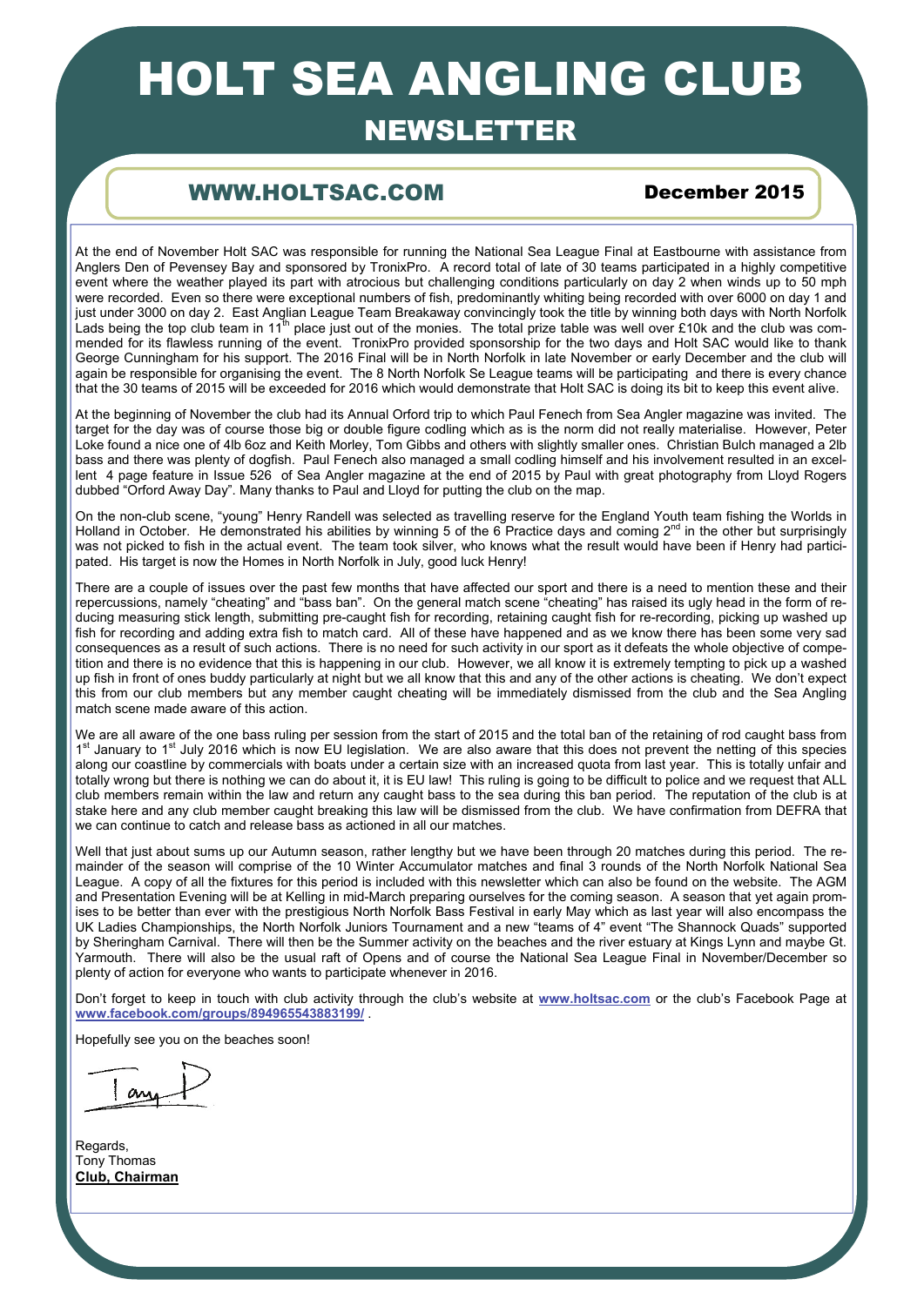# HOLT SEA ANGLING CLUB

## NEWSLETTER

### WWW.HOLTSAC.COM — December 2015

At the end of November Holt SAC was responsible for running the National Sea League Final at Eastbourne with assistance from Anglers Den of Pevensey Bay and sponsored by TronixPro. A record total of late of 30 teams participated in a highly competitive event where the weather played its part with atrocious but challenging conditions particularly on day 2 when winds up to 50 mph were recorded. Even so there were exceptional numbers of fish, predominantly whiting being recorded with over 6000 on day 1 and just under 3000 on day 2. East Anglian League Team Breakaway convincingly took the title by winning both days with North Norfolk Lads being the top club team in 11th place just out of the monies. The total prize table was well over £10k and the club was commended for its flawless running of the event. TronixPro provided sponsorship for the two days and Holt SAC would like to thank George Cunningham for his support. The 2016 Final will be in North Norfolk in late November or early December and the club will again be responsible for organising the event. The 8 North Norfolk Se League teams will be participating and there is every chance that the 30 teams of 2015 will be exceeded for 2016 which would demonstrate that Holt SAC is doing its bit to keep this event alive.

At the beginning of November the club had its Annual Orford trip to which Paul Fenech from Sea Angler magazine was invited. The target for the day was of course those big or double figure codling which as is the norm did not really materialise. However, Peter Loke found a nice one of 4lb 6oz and Keith Morley, Tom Gibbs and others with slightly smaller ones. Christian Bulch managed a 2lb bass and there was plenty of dogfish. Paul Fenech also managed a small codling himself and his involvement resulted in an excellent 4 page feature in Issue 526 of Sea Angler magazine at the end of 2015 by Paul with great photography from Lloyd Rogers dubbed "Orford Away Day". Many thanks to Paul and Lloyd for putting the club on the map.

On the non-club scene, "young" Henry Randell was selected as travelling reserve for the England Youth team fishing the Worlds in Holland in October. He demonstrated his abilities by winning 5 of the 6 Practice days and coming 2nd in the other but surprisingly was not picked to fish in the actual event. The team took silver, who knows what the result would have been if Henry had participated. His target is now the Homes in North Norfolk in July, good luck Henry!

There are a couple of issues over the past few months that have affected our sport and there is a need to mention these and their repercussions, namely "cheating" and "bass ban". On the general match scene "cheating" has raised its ugly head in the form of reducing measuring stick length, submitting pre-caught fish for recording, retaining caught fish for re-recording, picking up washed up fish for recording and adding extra fish to match card. All of these have happened and as we know there has been some very sad consequences as a result of such actions. There is no need for such activity in our sport as it defeats the whole objective of competition and there is no evidence that this is happening in our club. However, we all know it is extremely tempting to pick up a washed up fish in front of ones buddy particularly at night but we all know that this and any of the other actions is cheating. We don't expect this from our club members but any member caught cheating will be immediately dismissed from the club and the Sea Angling match scene made aware of this action.

We are all aware of the one bass ruling per session from the start of 2015 and the total ban of the retaining of rod caught bass from 1st January to 1st July 2016 which is now EU legislation. We are also aware that this does not prevent the netting of this species along our coastline by commercials with boats under a certain size with an increased quota from last year. This is totally unfair and totally wrong but there is nothing we can do about it, it is EU law! This ruling is going to be difficult to police and we request that ALL club members remain within the law and return any caught bass to the sea during this ban period. The reputation of the club is at stake here and any club member caught breaking this law will be dismissed from the club. We have confirmation from DEFRA that we can continue to catch and release bass as actioned in all our matches.

Well that just about sums up our Autumn season, rather lengthy but we have been through 20 matches during this period. The remainder of the season will comprise of the 10 Winter Accumulator matches and final 3 rounds of the North Norfolk National Sea League. A copy of all the fixtures for this period is included with this newsletter which can also be found on the website. The AGM and Presentation Evening will be at Kelling in mid-March preparing ourselves for the coming season. A season that yet again promises to be better than ever with the prestigious North Norfolk Bass Festival in early May which as last year will also encompass the UK Ladies Championships, the North Norfolk Juniors Tournament and a new "teams of 4" event "The Shannock Quads" supported by Sheringham Carnival. There will then be the Summer activity on the beaches and the river estuary at Kings Lynn and maybe Gt. Yarmouth. There will also be the usual raft of Opens and of course the National Sea League Final in November/December so plenty of action for everyone who wants to participate whenever in 2016.

Don't forget to keep in touch with club activity through the club's website at **www.holtsac.com** or the club's Facebook Page at **www.facebook.com/groups/894965543883199/** .

Hopefully see you on the beaches soon!

Regards,
Tony Thomas
**Club, Chairman**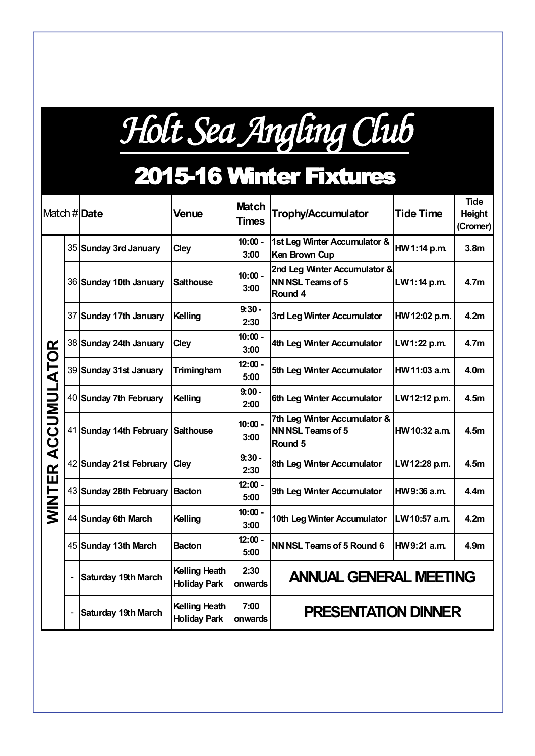# Holt Sea Angling Club

## 2015-16 Winter Fixtures

| | Match # | Date | Venue | Match Times | Trophy/Accumulator | Tide Time | Tide Height (Cromer) |
|---|---|---|---|---|---|---|---|
| WINTER ACCUMULATOR | 35 | Sunday 3rd January | Cley | 10:00 - 3:00 | 1st Leg Winter Accumulator & Ken Brown Cup | HW 1:14 p.m. | 3.8m |
| | 36 | Sunday 10th January | Salthouse | 10:00 - 3:00 | 2nd Leg Winter Accumulator & NN NSL Teams of 5 Round 4 | LW 1:14 p.m. | 4.7m |
| | 37 | Sunday 17th January | Kelling | 9:30 - 2:30 | 3rd Leg Winter Accumulator | HW 12:02 p.m. | 4.2m |
| | 38 | Sunday 24th January | Cley | 10:00 - 3:00 | 4th Leg Winter Accumulator | LW 1:22 p.m. | 4.7m |
| | 39 | Sunday 31st January | Trimingham | 12:00 - 5:00 | 5th Leg Winter Accumulator | HW 11:03 a.m. | 4.0m |
| | 40 | Sunday 7th February | Kelling | 9:00 - 2:00 | 6th Leg Winter Accumulator | LW 12:12 p.m. | 4.5m |
| | 41 | Sunday 14th February | Salthouse | 10:00 - 3:00 | 7th Leg Winter Accumulator & NN NSL Teams of 5 Round 5 | HW 10:32 a.m. | 4.5m |
| | 42 | Sunday 21st February | Cley | 9:30 - 2:30 | 8th Leg Winter Accumulator | LW 12:28 p.m. | 4.5m |
| | 43 | Sunday 28th February | Bacton | 12:00 - 5:00 | 9th Leg Winter Accumulator | HW 9:36 a.m. | 4.4m |
| | 44 | Sunday 6th March | Kelling | 10:00 - 3:00 | 10th Leg Winter Accumulator | LW 10:57 a.m. | 4.2m |
| | 45 | Sunday 13th March | Bacton | 12:00 - 5:00 | NN NSL Teams of 5 Round 6 | HW 9:21 a.m. | 4.9m |
| | - | Saturday 19th March | Kelling Heath Holiday Park | 2:30 onwards | ANNUAL GENERAL MEETING | | |
| | - | Saturday 19th March | Kelling Heath Holiday Park | 7:00 onwards | PRESENTATION DINNER | | |